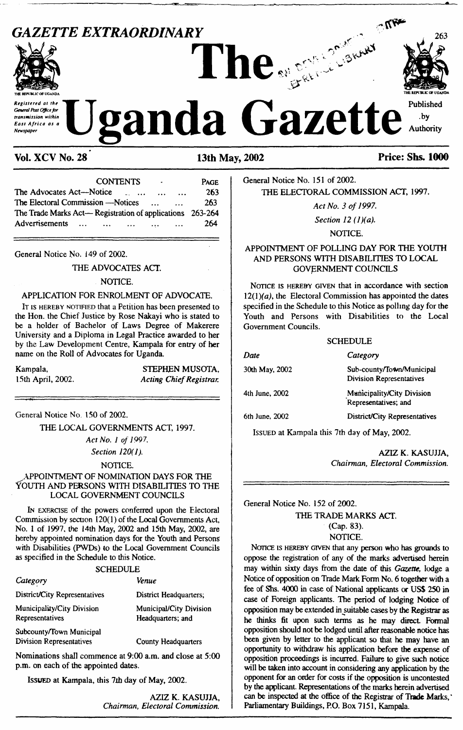# GAZETTE EXTRAORDINARY

# The Uganda Gazette

Registered at the General Post Office for transmission within East Africa as a Newspaper

Published by Authority

**Vol. XCV No. 28** **13th May, 2002** **Price: Shs. 1000**

| CONTENTS | PAGE |
|---|---|
| The Advocates Act—Notice ... ... ... ... | 263 |
| The Electoral Commission —Notices ... ... | 263 |
| The Trade Marks Act— Registration of applications | 263-264 |
| Advertisements ... ... ... ... ... ... | 264 |

General Notice No. 149 of 2002.

THE ADVOCATES ACT.

NOTICE.

APPLICATION FOR ENROLMENT OF ADVOCATE.

It is hereby notified that a Petition has been presented to the Hon. the Chief Justice by Rose Nakayi who is stated to be a holder of Bachelor of Laws Degree of Makerere University and a Diploma in Legal Practice awarded to her by the Law Development Centre, Kampala for entry of her name on the Roll of Advocates for Uganda.

Kampala,
15th April, 2002.

STEPHEN MUSOTA,
*Acting Chief Registrar.*

General Notice No. 150 of 2002.

THE LOCAL GOVERNMENTS ACT, 1997.

*Act No. 1 of 1997.*

*Section 120(1).*

NOTICE.

APPOINTMENT OF NOMINATION DAYS FOR THE YOUTH AND PERSONS WITH DISABILITIES TO THE LOCAL GOVERNMENT COUNCILS

In exercise of the powers conferred upon the Electoral Commission by section 120(1) of the Local Governments Act, No. 1 of 1997, the 14th May, 2002 and 15th May, 2002, are hereby appointed nomination days for the Youth and Persons with Disabilities (PWDs) to the Local Government Councils as specified in the Schedule to this Notice.

SCHEDULE

| *Category* | *Venue* |
|---|---|
| District/City Representatives | District Headquarters; |
| Municipality/City Division Representatives | Municipal/City Division Headquarters; and |
| Subcounty/Town Municipal Division Representatives | County Headquarters |

Nominations shall commence at 9:00 a.m. and close at 5:00 p.m. on each of the appointed dates.

Issued at Kampala, this 7th day of May, 2002.

AZIZ K. KASUJJA,
*Chairman, Electoral Commission.*

General Notice No. 151 of 2002.

THE ELECTORAL COMMISSION ACT, 1997.

*Act No. 3 of 1997.*

*Section 12 (1)(a).*

NOTICE.

APPOINTMENT OF POLLING DAY FOR THE YOUTH AND PERSONS WITH DISABILITIES TO LOCAL GOVERNMENT COUNCILS

Notice is hereby given that in accordance with section 12(1)*(a)*, the Electoral Commission has appointed the dates specified in the Schedule to this Notice as polling day for the Youth and Persons with Disabilities to the Local Government Councils.

SCHEDULE

| *Date* | *Category* |
|---|---|
| 30th May, 2002 | Sub-county/Town/Municipal Division Representatives |
| 4th June, 2002 | Municipality/City Division Representatives; and |
| 6th June, 2002 | District/City Representatives |

Issued at Kampala this 7th day of May, 2002.

AZIZ K. KASUJJA,
*Chairman, Electoral Commission.*

General Notice No. 152 of 2002.

THE TRADE MARKS ACT.

(Cap. 83).

NOTICE.

Notice is hereby given that any person who has grounds to oppose the registration of any of the marks advertised herein may within sixty days from the date of this *Gazette*, lodge a Notice of opposition on Trade Mark Form No. 6 together with a fee of Shs. 4000 in case of National applicants or US$ 250 in case of Foreign applicants. The period of lodging Notice of opposition may be extended in suitable cases by the Registrar as he thinks fit upon such terms as he may direct. Formal opposition should not be lodged until after reasonable notice has been given by letter to the applicant so that he may have an opportunity to withdraw his application before the expense of opposition proceedings is incurred. Failure to give such notice will be taken into account in considering any application by the opponent for an order for costs if the opposition is uncontested by the applicant. Representations of the marks herein advertised can be inspected at the office of the Registrar of Trade Marks, Parliamentary Buildings, P.O. Box 7151, Kampala.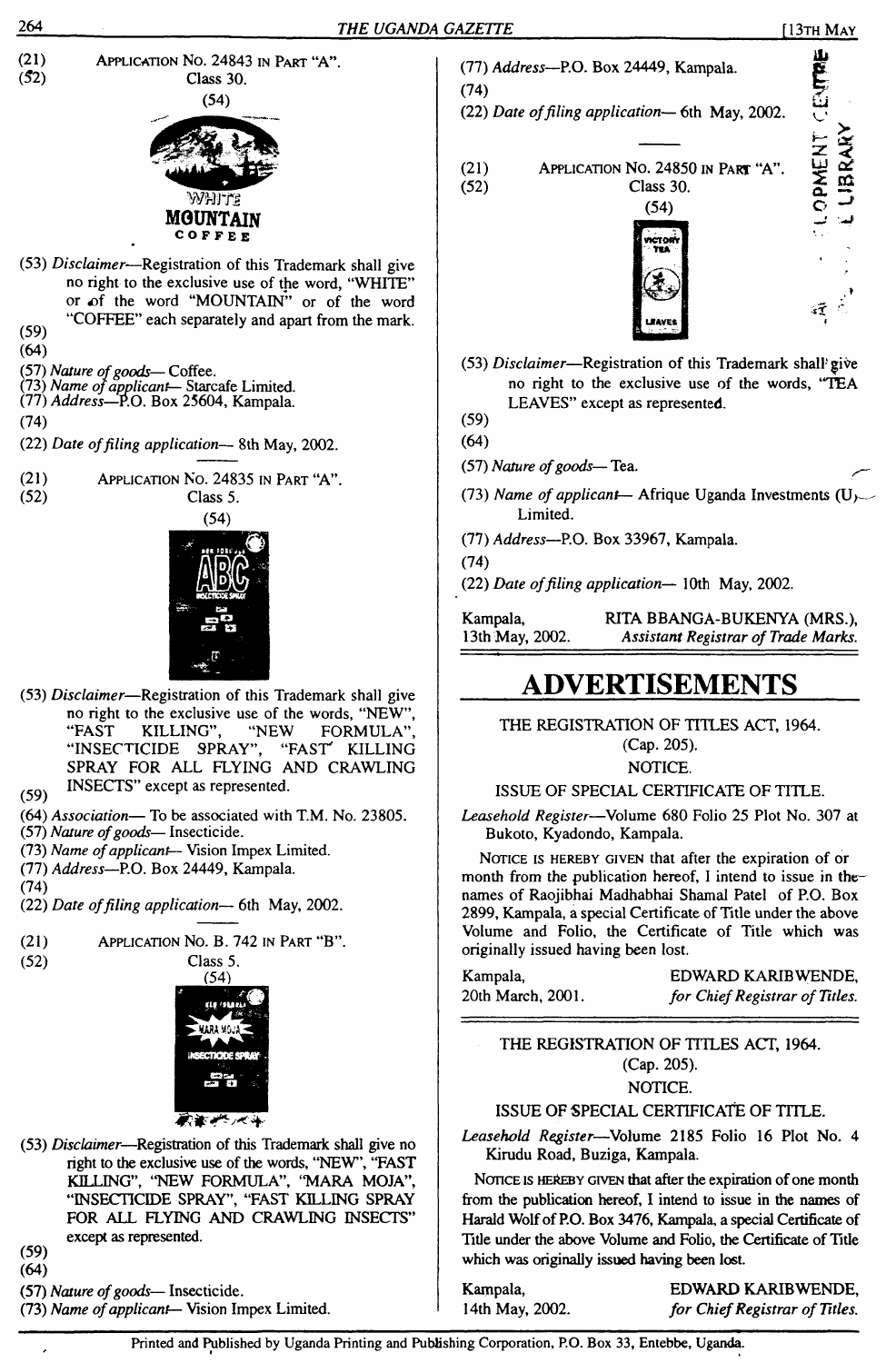(21) APPLICATION No. 24843 IN PART "A".
(52) Class 30.
(54)

WHITE
MOUNTAIN
COFFEE

(53) *Disclaimer*—Registration of this Trademark shall give no right to the exclusive use of the word, "WHITE" or of the word "MOUNTAIN" or of the word "COFFEE" each separately and apart from the mark.
(59)
(64)
(57) *Nature of goods*— Coffee.
(73) *Name of applicant*— Starcafe Limited.
(77) *Address*—P.O. Box 25604, Kampala.
(74)
(22) *Date of filing application*— 8th May, 2002.

---

(21) APPLICATION No. 24835 IN PART "A".
(52) Class 5.
(54)

(53) *Disclaimer*—Registration of this Trademark shall give no right to the exclusive use of the words, "NEW", "FAST KILLING", "NEW FORMULA", "INSECTICIDE SPRAY", "FAST KILLING SPRAY FOR ALL FLYING AND CRAWLING INSECTS" except as represented.
(59)
(64) *Association*— To be associated with T.M. No. 23805.
(57) *Nature of goods*— Insecticide.
(73) *Name of applicant*— Vision Impex Limited.
(77) *Address*—P.O. Box 24449, Kampala.
(74)
(22) *Date of filing application*— 6th May, 2002.

---

(21) APPLICATION No. B. 742 IN PART "B".
(52) Class 5.
(54)

(53) *Disclaimer*—Registration of this Trademark shall give no right to the exclusive use of the words, "NEW", "FAST KILLING", "NEW FORMULA", "MARA MOJA", "INSECTICIDE SPRAY", "FAST KILLING SPRAY FOR ALL FLYING AND CRAWLING INSECTS" except as represented.
(59)
(64)
(57) *Nature of goods*— Insecticide.
(73) *Name of applicant*— Vision Impex Limited.
(77) *Address*—P.O. Box 24449, Kampala.
(74)
(22) *Date of filing application*— 6th May, 2002.

---

(21) APPLICATION No. 24850 IN PART "A".
(52) Class 30.
(54)

(53) *Disclaimer*—Registration of this Trademark shall give no right to the exclusive use of the words, "TEA LEAVES" except as represented.
(59)
(64)
(57) *Nature of goods*— Tea.
(73) *Name of applicant*— Afrique Uganda Investments (U) Limited.
(77) *Address*—P.O. Box 33967, Kampala.
(74)
(22) *Date of filing application*— 10th May, 2002.

Kampala, 13th May, 2002.
RITA BBANGA-BUKENYA (MRS.),
*Assistant Registrar of Trade Marks.*

# ADVERTISEMENTS

THE REGISTRATION OF TITLES ACT, 1964.
(Cap. 205).
NOTICE.
ISSUE OF SPECIAL CERTIFICATE OF TITLE.

*Leasehold Register*—Volume 680 Folio 25 Plot No. 307 at Bukoto, Kyadondo, Kampala.

NOTICE IS HEREBY GIVEN that after the expiration of or month from the publication hereof, I intend to issue in the names of Raojibhai Madhabhai Shamal Patel of P.O. Box 2899, Kampala, a special Certificate of Title under the above Volume and Folio, the Certificate of Title which was originally issued having been lost.

Kampala, 20th March, 2001.
EDWARD KARIBWENDE,
*for Chief Registrar of Titles.*

---

THE REGISTRATION OF TITLES ACT, 1964.
(Cap. 205).
NOTICE.
ISSUE OF SPECIAL CERTIFICATE OF TITLE.

*Leasehold Register*—Volume 2185 Folio 16 Plot No. 4 Kirudu Road, Buziga, Kampala.

NOTICE IS HEREBY GIVEN that after the expiration of one month from the publication hereof, I intend to issue in the names of Harald Wolf of P.O. Box 3476, Kampala, a special Certificate of Title under the above Volume and Folio, the Certificate of Title which was originally issued having been lost.

Kampala, 14th May, 2002.
EDWARD KARIBWENDE,
*for Chief Registrar of Titles.*

Printed and Published by Uganda Printing and Publishing Corporation, P.O. Box 33, Entebbe, Uganda.